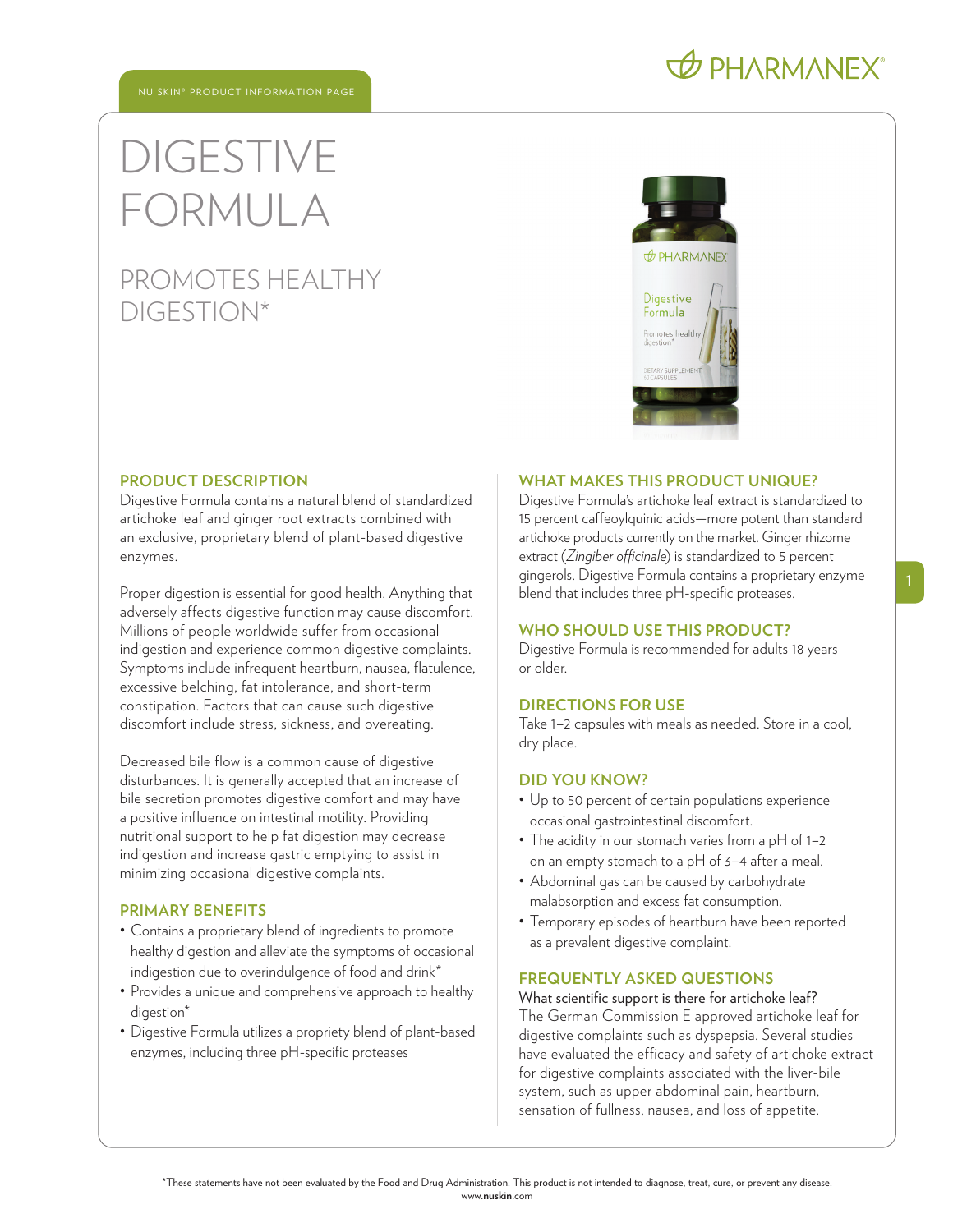NU SKIN® PRODUCT INFORMATION PAGE

# DIGESTIVE FORMULA

## PROMOTES HEALTHY DIGESTION*

### PRODUCT DESCRIPTION

Digestive Formula contains a natural blend of standardized artichoke leaf and ginger root extracts combined with an exclusive, proprietary blend of plant-based digestive enzymes.

Proper digestion is essential for good health. Anything that adversely affects digestive function may cause discomfort. Millions of people worldwide suffer from occasional indigestion and experience common digestive complaints. Symptoms include infrequent heartburn, nausea, flatulence, excessive belching, fat intolerance, and short-term constipation. Factors that can cause such digestive discomfort include stress, sickness, and overeating.

Decreased bile flow is a common cause of digestive disturbances. It is generally accepted that an increase of bile secretion promotes digestive comfort and may have a positive influence on intestinal motility. Providing nutritional support to help fat digestion may decrease indigestion and increase gastric emptying to assist in minimizing occasional digestive complaints.

### PRIMARY BENEFITS

- Contains a proprietary blend of ingredients to promote healthy digestion and alleviate the symptoms of occasional indigestion due to overindulgence of food and drink*
- Provides a unique and comprehensive approach to healthy digestion*
- Digestive Formula utilizes a propriety blend of plant-based enzymes, including three pH-specific proteases

### WHAT MAKES THIS PRODUCT UNIQUE?

Digestive Formula's artichoke leaf extract is standardized to 15 percent caffeoylquinic acids—more potent than standard artichoke products currently on the market. Ginger rhizome extract (*Zingiber officinale*) is standardized to 5 percent gingerols. Digestive Formula contains a proprietary enzyme blend that includes three pH-specific proteases.

### WHO SHOULD USE THIS PRODUCT?

Digestive Formula is recommended for adults 18 years or older.

### DIRECTIONS FOR USE

Take 1–2 capsules with meals as needed. Store in a cool, dry place.

### DID YOU KNOW?

- Up to 50 percent of certain populations experience occasional gastrointestinal discomfort.
- The acidity in our stomach varies from a pH of 1–2 on an empty stomach to a pH of 3–4 after a meal.
- Abdominal gas can be caused by carbohydrate malabsorption and excess fat consumption.
- Temporary episodes of heartburn have been reported as a prevalent digestive complaint.

### FREQUENTLY ASKED QUESTIONS

What scientific support is there for artichoke leaf?

The German Commission E approved artichoke leaf for digestive complaints such as dyspepsia. Several studies have evaluated the efficacy and safety of artichoke extract for digestive complaints associated with the liver-bile system, such as upper abdominal pain, heartburn, sensation of fullness, nausea, and loss of appetite.

*These statements have not been evaluated by the Food and Drug Administration. This product is not intended to diagnose, treat, cure, or prevent any disease.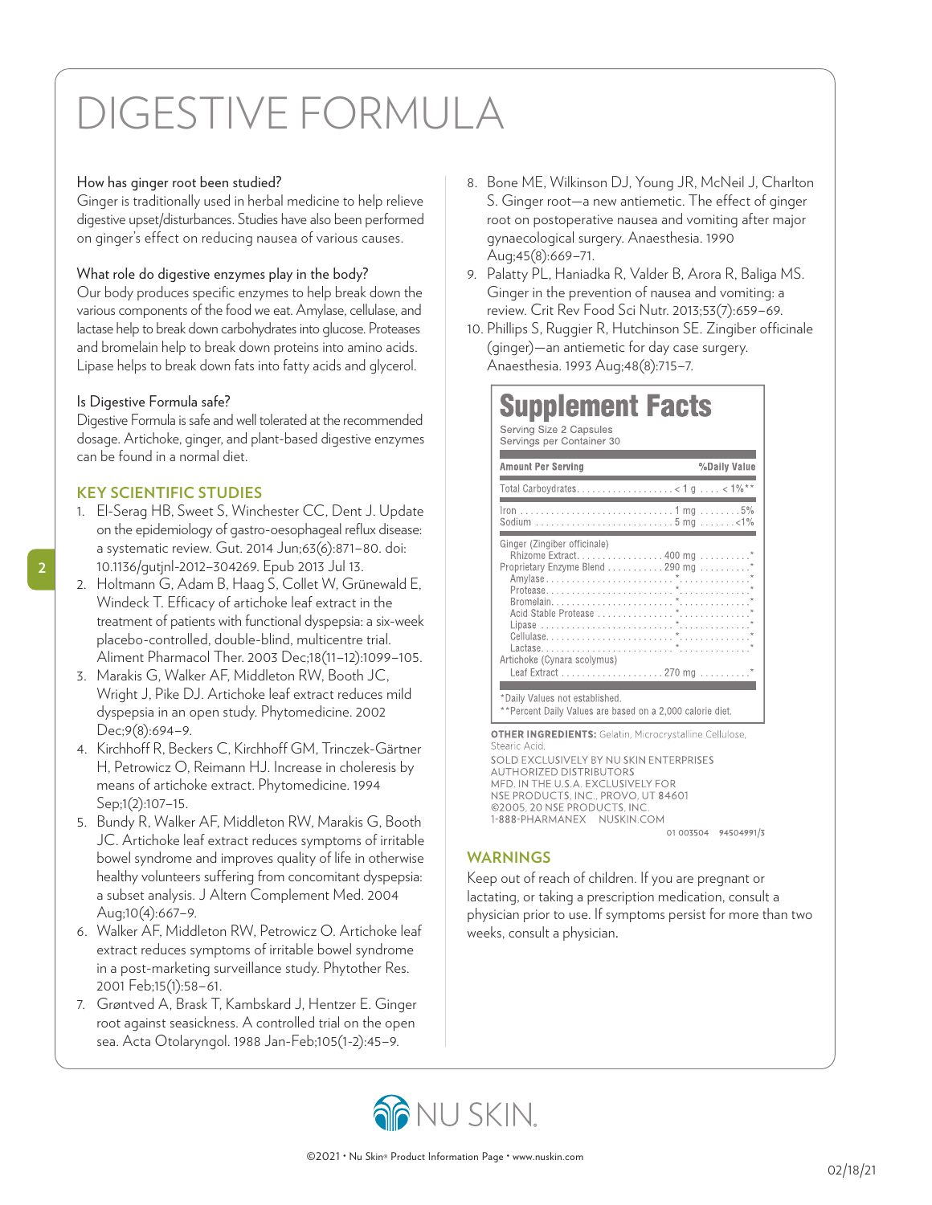# DIGESTIVE FORMULA

### How has ginger root been studied?

Ginger is traditionally used in herbal medicine to help relieve digestive upset/disturbances. Studies have also been performed on ginger's effect on reducing nausea of various causes.

### What role do digestive enzymes play in the body?

Our body produces specific enzymes to help break down the various components of the food we eat. Amylase, cellulase, and lactase help to break down carbohydrates into glucose. Proteases and bromelain help to break down proteins into amino acids. Lipase helps to break down fats into fatty acids and glycerol.

### Is Digestive Formula safe?

Digestive Formula is safe and well tolerated at the recommended dosage. Artichoke, ginger, and plant-based digestive enzymes can be found in a normal diet.

## KEY SCIENTIFIC STUDIES

1. El-Serag HB, Sweet S, Winchester CC, Dent J. Update on the epidemiology of gastro-oesophageal reflux disease: a systematic review. Gut. 2014 Jun;63(6):871–80. doi: 10.1136/gutjnl-2012–304269. Epub 2013 Jul 13.
2. Holtmann G, Adam B, Haag S, Collet W, Grünewald E, Windeck T. Efficacy of artichoke leaf extract in the treatment of patients with functional dyspepsia: a six-week placebo-controlled, double-blind, multicentre trial. Aliment Pharmacol Ther. 2003 Dec;18(11–12):1099–105.
3. Marakis G, Walker AF, Middleton RW, Booth JC, Wright J, Pike DJ. Artichoke leaf extract reduces mild dyspepsia in an open study. Phytomedicine. 2002 Dec;9(8):694–9.
4. Kirchhoff R, Beckers C, Kirchhoff GM, Trinczek-Gärtner H, Petrowicz O, Reimann HJ. Increase in choleresis by means of artichoke extract. Phytomedicine. 1994 Sep;1(2):107–15.
5. Bundy R, Walker AF, Middleton RW, Marakis G, Booth JC. Artichoke leaf extract reduces symptoms of irritable bowel syndrome and improves quality of life in otherwise healthy volunteers suffering from concomitant dyspepsia: a subset analysis. J Altern Complement Med. 2004 Aug;10(4):667–9.
6. Walker AF, Middleton RW, Petrowicz O. Artichoke leaf extract reduces symptoms of irritable bowel syndrome in a post-marketing surveillance study. Phytother Res. 2001 Feb;15(1):58–61.
7. Grøntved A, Brask T, Kambskard J, Hentzer E. Ginger root against seasickness. A controlled trial on the open sea. Acta Otolaryngol. 1988 Jan-Feb;105(1-2):45–9.
8. Bone ME, Wilkinson DJ, Young JR, McNeil J, Charlton S. Ginger root—a new antiemetic. The effect of ginger root on postoperative nausea and vomiting after major gynaecological surgery. Anaesthesia. 1990 Aug;45(8):669–71.
9. Palatty PL, Haniadka R, Valder B, Arora R, Baliga MS. Ginger in the prevention of nausea and vomiting: a review. Crit Rev Food Sci Nutr. 2013;53(7):659–69.
10. Phillips S, Ruggier R, Hutchinson SE. Zingiber officinale (ginger)—an antiemetic for day case surgery. Anaesthesia. 1993 Aug;48(8):715–7.

## Supplement Facts

Serving Size 2 Capsules
Servings per Container 30

| Amount Per Serving | | %Daily Value |
|---|---|---|
| Total Carboydrates | < 1 g | < 1%** |
| Iron | 1 mg | 5% |
| Sodium | 5 mg | <1% |
| Ginger (Zingiber officinale) | | |
| Rhizome Extract | 400 mg | * |
| Proprietary Enzyme Blend | 290 mg | * |
| Amylase | * | * |
| Protease | * | * |
| Bromelain | * | * |
| Acid Stable Protease | * | * |
| Lipase | * | * |
| Cellulase | * | * |
| Lactase | * | * |
| Artichoke (Cynara scolymus) | | |
| Leaf Extract | 270 mg | * |

*Daily Values not established.
**Percent Daily Values are based on a 2,000 calorie diet.

**OTHER INGREDIENTS:** Gelatin, Microcrystalline Cellulose, Stearic Acid.

SOLD EXCLUSIVELY BY NU SKIN ENTERPRISES AUTHORIZED DISTRIBUTORS
MFD. IN THE U.S.A. EXCLUSIVELY FOR NSE PRODUCTS, INC., PROVO, UT 84601
©2005, 20 NSE PRODUCTS, INC.
1-888-PHARMANEX NUSKIN.COM

01 003504 94504991/3

## WARNINGS

Keep out of reach of children. If you are pregnant or lactating, or taking a prescription medication, consult a physician prior to use. If symptoms persist for more than two weeks, consult a physician.

NU SKIN.

©2021 • Nu Skin® Product Information Page • www.nuskin.com

02/18/21